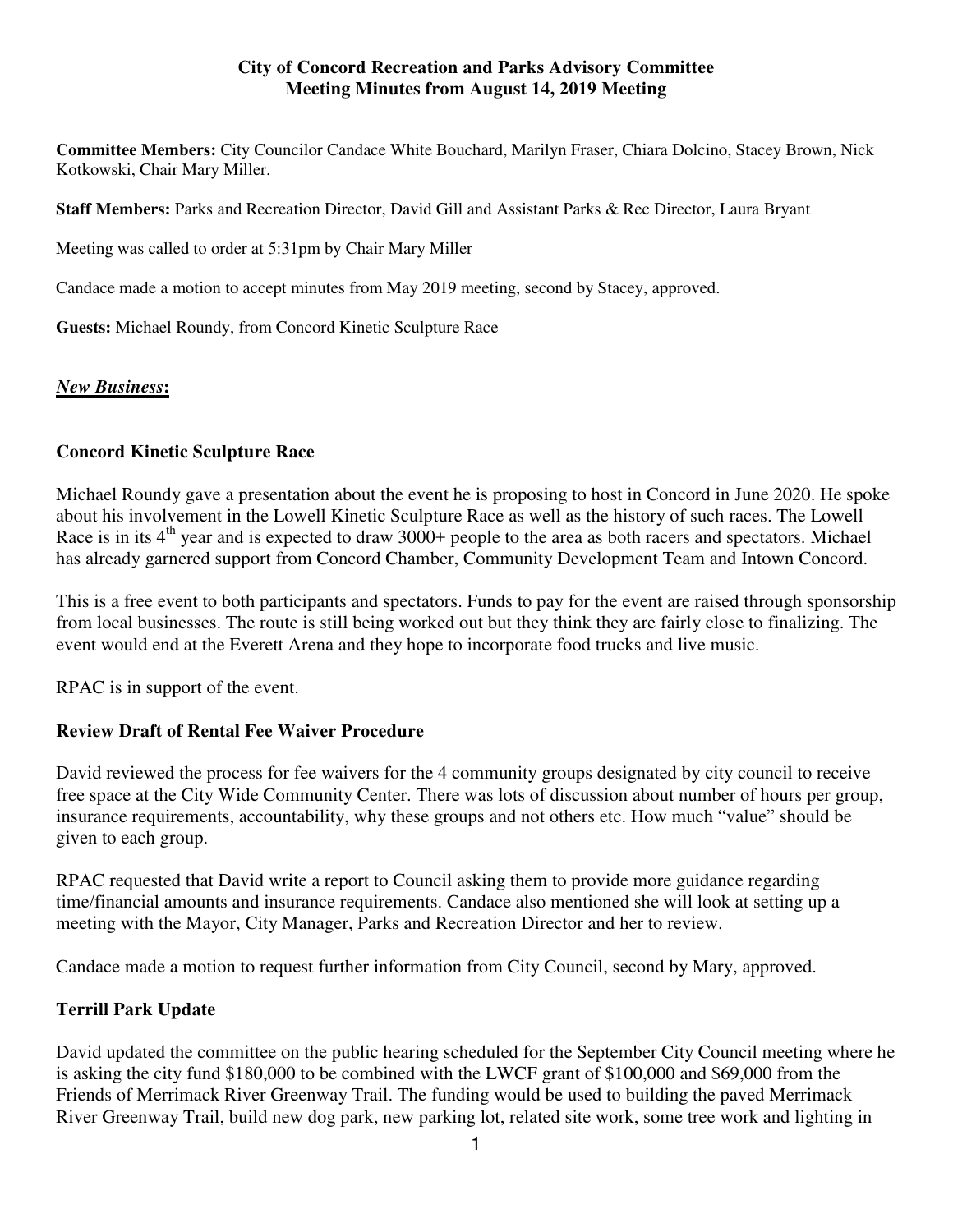**City of Concord Recreation and Parks Advisory Committee**
**Meeting Minutes from August 14, 2019 Meeting**

**Committee Members:** City Councilor Candace White Bouchard, Marilyn Fraser, Chiara Dolcino, Stacey Brown, Nick Kotkowski, Chair Mary Miller.

**Staff Members:** Parks and Recreation Director, David Gill and Assistant Parks & Rec Director, Laura Bryant

Meeting was called to order at 5:31pm by Chair Mary Miller

Candace made a motion to accept minutes from May 2019 meeting, second by Stacey, approved.

**Guests:** Michael Roundy, from Concord Kinetic Sculpture Race

***New Business*:**

### Concord Kinetic Sculpture Race

Michael Roundy gave a presentation about the event he is proposing to host in Concord in June 2020. He spoke about his involvement in the Lowell Kinetic Sculpture Race as well as the history of such races. The Lowell Race is in its 4th year and is expected to draw 3000+ people to the area as both racers and spectators. Michael has already garnered support from Concord Chamber, Community Development Team and Intown Concord.

This is a free event to both participants and spectators. Funds to pay for the event are raised through sponsorship from local businesses. The route is still being worked out but they think they are fairly close to finalizing. The event would end at the Everett Arena and they hope to incorporate food trucks and live music.

RPAC is in support of the event.

### Review Draft of Rental Fee Waiver Procedure

David reviewed the process for fee waivers for the 4 community groups designated by city council to receive free space at the City Wide Community Center. There was lots of discussion about number of hours per group, insurance requirements, accountability, why these groups and not others etc. How much "value" should be given to each group.

RPAC requested that David write a report to Council asking them to provide more guidance regarding time/financial amounts and insurance requirements. Candace also mentioned she will look at setting up a meeting with the Mayor, City Manager, Parks and Recreation Director and her to review.

Candace made a motion to request further information from City Council, second by Mary, approved.

### Terrill Park Update

David updated the committee on the public hearing scheduled for the September City Council meeting where he is asking the city fund $180,000 to be combined with the LWCF grant of $100,000 and $69,000 from the Friends of Merrimack River Greenway Trail. The funding would be used to building the paved Merrimack River Greenway Trail, build new dog park, new parking lot, related site work, some tree work and lighting in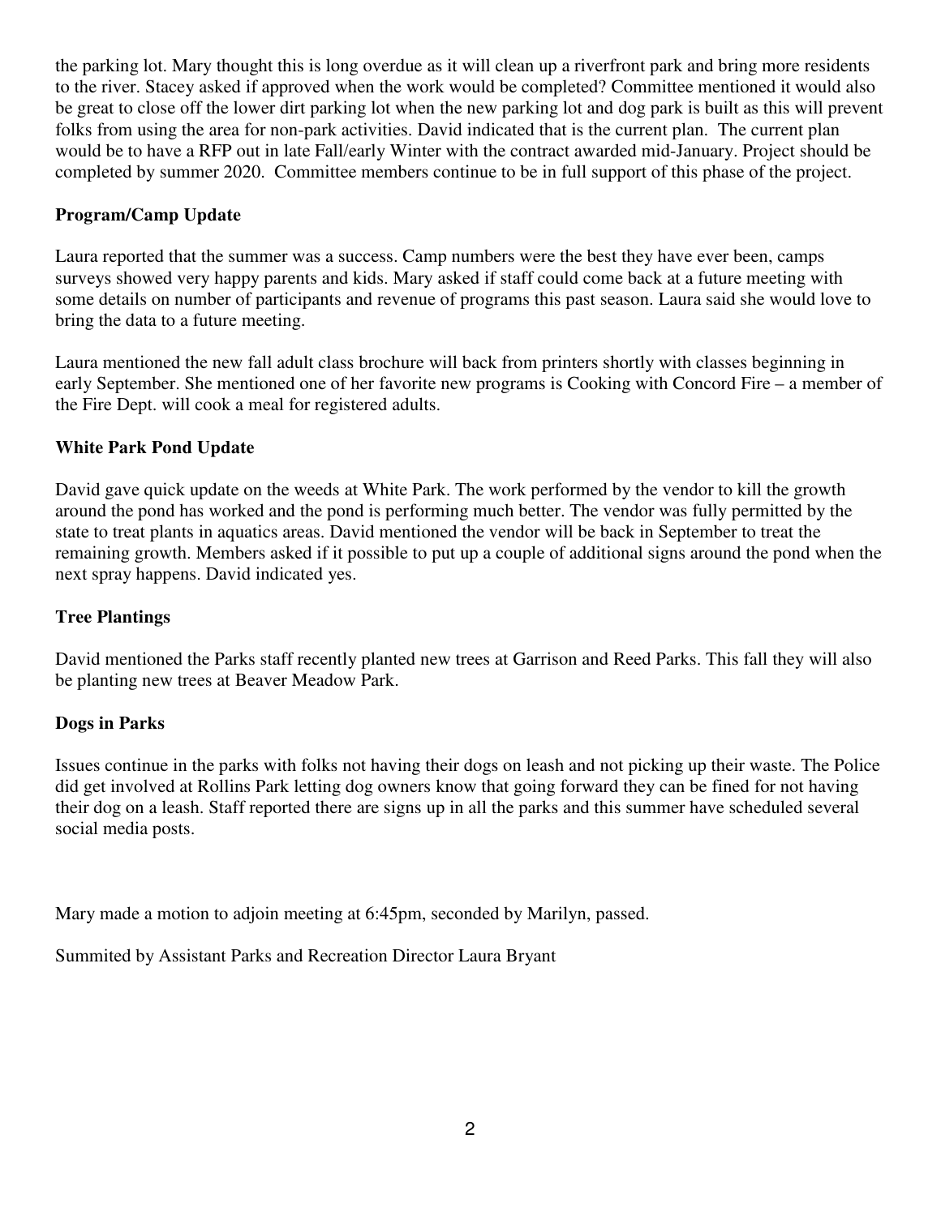the parking lot. Mary thought this is long overdue as it will clean up a riverfront park and bring more residents to the river. Stacey asked if approved when the work would be completed? Committee mentioned it would also be great to close off the lower dirt parking lot when the new parking lot and dog park is built as this will prevent folks from using the area for non-park activities. David indicated that is the current plan. The current plan would be to have a RFP out in late Fall/early Winter with the contract awarded mid-January. Project should be completed by summer 2020. Committee members continue to be in full support of this phase of the project.

**Program/Camp Update**

Laura reported that the summer was a success. Camp numbers were the best they have ever been, camps surveys showed very happy parents and kids. Mary asked if staff could come back at a future meeting with some details on number of participants and revenue of programs this past season. Laura said she would love to bring the data to a future meeting.

Laura mentioned the new fall adult class brochure will back from printers shortly with classes beginning in early September. She mentioned one of her favorite new programs is Cooking with Concord Fire – a member of the Fire Dept. will cook a meal for registered adults.

**White Park Pond Update**

David gave quick update on the weeds at White Park. The work performed by the vendor to kill the growth around the pond has worked and the pond is performing much better. The vendor was fully permitted by the state to treat plants in aquatics areas. David mentioned the vendor will be back in September to treat the remaining growth. Members asked if it possible to put up a couple of additional signs around the pond when the next spray happens. David indicated yes.

**Tree Plantings**

David mentioned the Parks staff recently planted new trees at Garrison and Reed Parks. This fall they will also be planting new trees at Beaver Meadow Park.

**Dogs in Parks**

Issues continue in the parks with folks not having their dogs on leash and not picking up their waste. The Police did get involved at Rollins Park letting dog owners know that going forward they can be fined for not having their dog on a leash. Staff reported there are signs up in all the parks and this summer have scheduled several social media posts.

Mary made a motion to adjoin meeting at 6:45pm, seconded by Marilyn, passed.

Summited by Assistant Parks and Recreation Director Laura Bryant